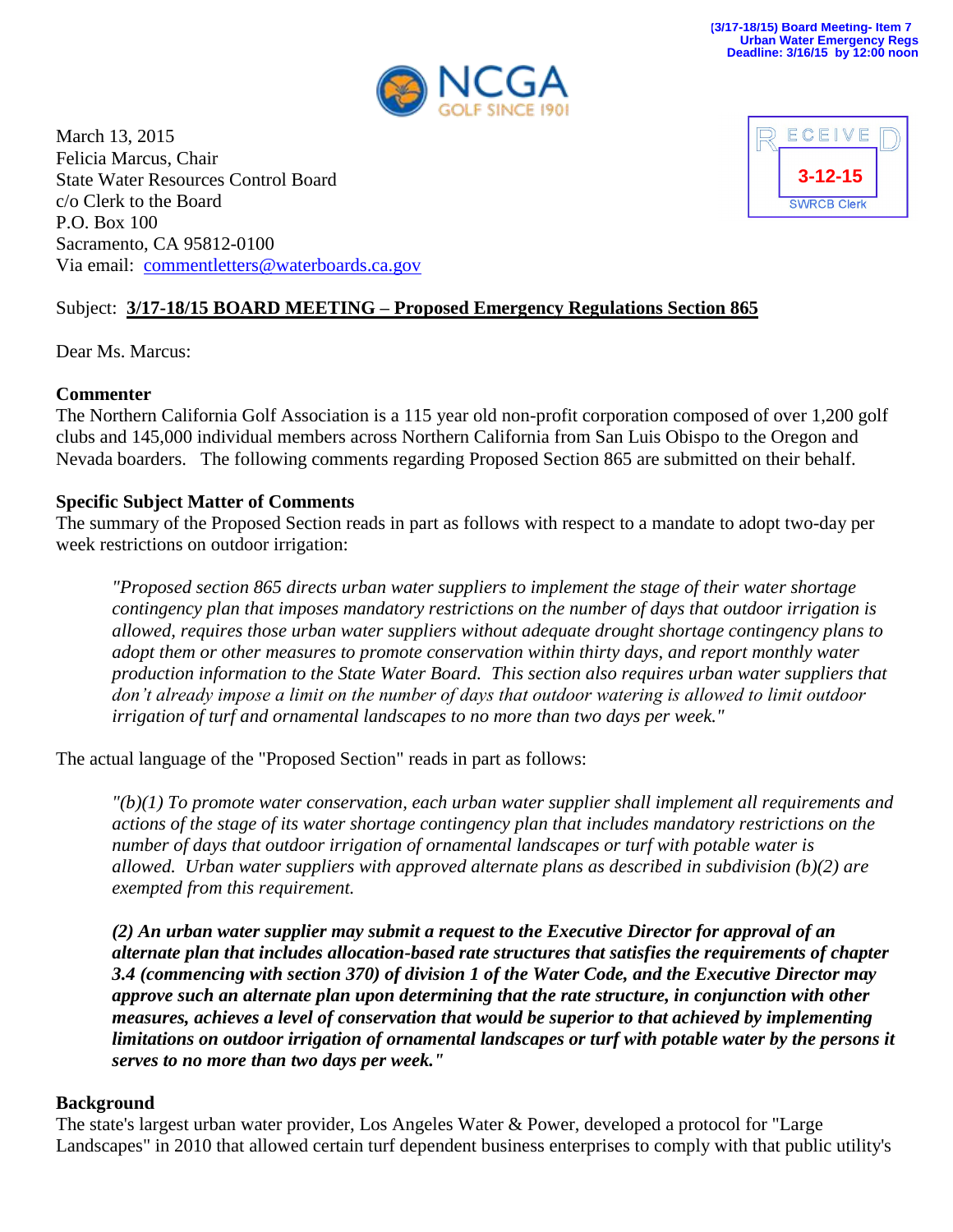(3/17-18/15) Board Meeting- Item 7
Urban Water Emergency Regs
Deadline: 3/16/15 by 12:00 noon

NCGA
GOLF SINCE 1901

RECEIVED
3-12-15
SWRCB Clerk

March 13, 2015
Felicia Marcus, Chair
State Water Resources Control Board
c/o Clerk to the Board
P.O. Box 100
Sacramento, CA 95812-0100
Via email: commentletters@waterboards.ca.gov

Subject: **3/17-18/15 BOARD MEETING – Proposed Emergency Regulations Section 865**

Dear Ms. Marcus:

**Commenter**

The Northern California Golf Association is a 115 year old non-profit corporation composed of over 1,200 golf clubs and 145,000 individual members across Northern California from San Luis Obispo to the Oregon and Nevada boarders. The following comments regarding Proposed Section 865 are submitted on their behalf.

**Specific Subject Matter of Comments**

The summary of the Proposed Section reads in part as follows with respect to a mandate to adopt two-day per week restrictions on outdoor irrigation:

> *"Proposed section 865 directs urban water suppliers to implement the stage of their water shortage contingency plan that imposes mandatory restrictions on the number of days that outdoor irrigation is allowed, requires those urban water suppliers without adequate drought shortage contingency plans to adopt them or other measures to promote conservation within thirty days, and report monthly water production information to the State Water Board. This section also requires urban water suppliers that don't already impose a limit on the number of days that outdoor watering is allowed to limit outdoor irrigation of turf and ornamental landscapes to no more than two days per week."*

The actual language of the "Proposed Section" reads in part as follows:

> *"(b)(1) To promote water conservation, each urban water supplier shall implement all requirements and actions of the stage of its water shortage contingency plan that includes mandatory restrictions on the number of days that outdoor irrigation of ornamental landscapes or turf with potable water is allowed. Urban water suppliers with approved alternate plans as described in subdivision (b)(2) are exempted from this requirement.*
>
> ***(2) An urban water supplier may submit a request to the Executive Director for approval of an alternate plan that includes allocation-based rate structures that satisfies the requirements of chapter 3.4 (commencing with section 370) of division 1 of the Water Code, and the Executive Director may approve such an alternate plan upon determining that the rate structure, in conjunction with other measures, achieves a level of conservation that would be superior to that achieved by implementing limitations on outdoor irrigation of ornamental landscapes or turf with potable water by the persons it serves to no more than two days per week."***

**Background**

The state's largest urban water provider, Los Angeles Water & Power, developed a protocol for "Large Landscapes" in 2010 that allowed certain turf dependent business enterprises to comply with that public utility's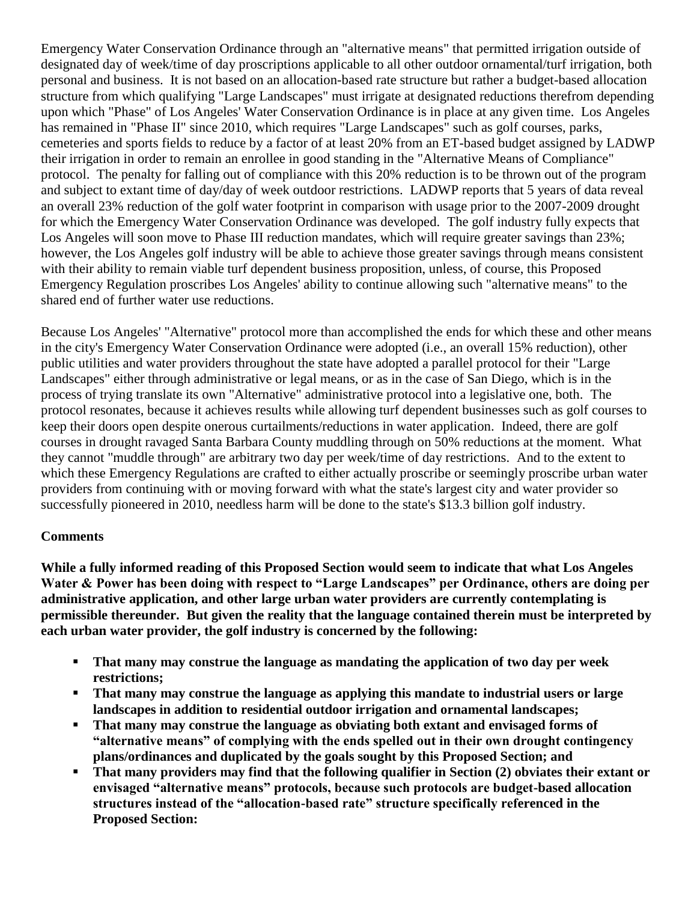Emergency Water Conservation Ordinance through an "alternative means" that permitted irrigation outside of designated day of week/time of day proscriptions applicable to all other outdoor ornamental/turf irrigation, both personal and business. It is not based on an allocation-based rate structure but rather a budget-based allocation structure from which qualifying "Large Landscapes" must irrigate at designated reductions therefrom depending upon which "Phase" of Los Angeles' Water Conservation Ordinance is in place at any given time. Los Angeles has remained in "Phase II" since 2010, which requires "Large Landscapes" such as golf courses, parks, cemeteries and sports fields to reduce by a factor of at least 20% from an ET-based budget assigned by LADWP their irrigation in order to remain an enrollee in good standing in the "Alternative Means of Compliance" protocol. The penalty for falling out of compliance with this 20% reduction is to be thrown out of the program and subject to extant time of day/day of week outdoor restrictions. LADWP reports that 5 years of data reveal an overall 23% reduction of the golf water footprint in comparison with usage prior to the 2007-2009 drought for which the Emergency Water Conservation Ordinance was developed. The golf industry fully expects that Los Angeles will soon move to Phase III reduction mandates, which will require greater savings than 23%; however, the Los Angeles golf industry will be able to achieve those greater savings through means consistent with their ability to remain viable turf dependent business proposition, unless, of course, this Proposed Emergency Regulation proscribes Los Angeles' ability to continue allowing such "alternative means" to the shared end of further water use reductions.

Because Los Angeles' "Alternative" protocol more than accomplished the ends for which these and other means in the city's Emergency Water Conservation Ordinance were adopted (i.e., an overall 15% reduction), other public utilities and water providers throughout the state have adopted a parallel protocol for their "Large Landscapes" either through administrative or legal means, or as in the case of San Diego, which is in the process of trying translate its own "Alternative" administrative protocol into a legislative one, both. The protocol resonates, because it achieves results while allowing turf dependent businesses such as golf courses to keep their doors open despite onerous curtailments/reductions in water application. Indeed, there are golf courses in drought ravaged Santa Barbara County muddling through on 50% reductions at the moment. What they cannot "muddle through" are arbitrary two day per week/time of day restrictions. And to the extent to which these Emergency Regulations are crafted to either actually proscribe or seemingly proscribe urban water providers from continuing with or moving forward with what the state's largest city and water provider so successfully pioneered in 2010, needless harm will be done to the state's $13.3 billion golf industry.

**Comments**

**While a fully informed reading of this Proposed Section would seem to indicate that what Los Angeles Water & Power has been doing with respect to "Large Landscapes" per Ordinance, others are doing per administrative application, and other large urban water providers are currently contemplating is permissible thereunder. But given the reality that the language contained therein must be interpreted by each urban water provider, the golf industry is concerned by the following:**

- **That many may construe the language as mandating the application of two day per week restrictions;**
- **That many may construe the language as applying this mandate to industrial users or large landscapes in addition to residential outdoor irrigation and ornamental landscapes;**
- **That many may construe the language as obviating both extant and envisaged forms of "alternative means" of complying with the ends spelled out in their own drought contingency plans/ordinances and duplicated by the goals sought by this Proposed Section; and**
- **That many providers may find that the following qualifier in Section (2) obviates their extant or envisaged "alternative means" protocols, because such protocols are budget-based allocation structures instead of the "allocation-based rate" structure specifically referenced in the Proposed Section:**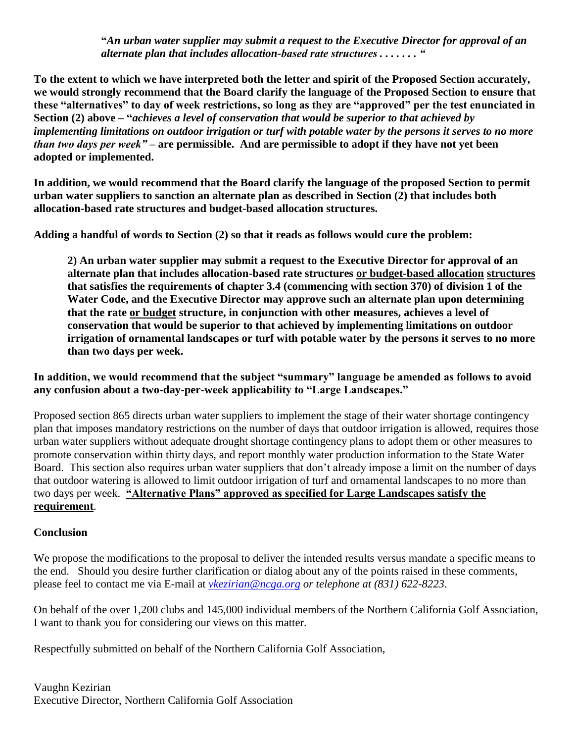**"*An urban water supplier may submit a request to the Executive Director for approval of an alternate plan that includes allocation-based rate structures . . . . . . . "***

**To the extent to which we have interpreted both the letter and spirit of the Proposed Section accurately, we would strongly recommend that the Board clarify the language of the Proposed Section to ensure that these "alternatives" to day of week restrictions, so long as they are "approved" per the test enunciated in Section (2) above – "*achieves a level of conservation that would be superior to that achieved by implementing limitations on outdoor irrigation or turf with potable water by the persons it serves to no more than two days per week"* – are permissible. And are permissible to adopt if they have not yet been adopted or implemented.**

**In addition, we would recommend that the Board clarify the language of the proposed Section to permit urban water suppliers to sanction an alternate plan as described in Section (2) that includes both allocation-based rate structures and budget-based allocation structures.**

**Adding a handful of words to Section (2) so that it reads as follows would cure the problem:**

> **2) An urban water supplier may submit a request to the Executive Director for approval of an alternate plan that includes allocation-based rate structures <u>or budget-based allocation</u> <u>structures</u> that satisfies the requirements of chapter 3.4 (commencing with section 370) of division 1 of the Water Code, and the Executive Director may approve such an alternate plan upon determining that the rate <u>or budget</u> structure, in conjunction with other measures, achieves a level of conservation that would be superior to that achieved by implementing limitations on outdoor irrigation of ornamental landscapes or turf with potable water by the persons it serves to no more than two days per week.**

**In addition, we would recommend that the subject "summary" language be amended as follows to avoid any confusion about a two-day-per-week applicability to "Large Landscapes."**

Proposed section 865 directs urban water suppliers to implement the stage of their water shortage contingency plan that imposes mandatory restrictions on the number of days that outdoor irrigation is allowed, requires those urban water suppliers without adequate drought shortage contingency plans to adopt them or other measures to promote conservation within thirty days, and report monthly water production information to the State Water Board. This section also requires urban water suppliers that don't already impose a limit on the number of days that outdoor watering is allowed to limit outdoor irrigation of turf and ornamental landscapes to no more than two days per week. **<u>"Alternative Plans" approved as specified for Large Landscapes satisfy the requirement</u>**.

**Conclusion**

We propose the modifications to the proposal to deliver the intended results versus mandate a specific means to the end. Should you desire further clarification or dialog about any of the points raised in these comments, please feel to contact me via E-mail at *vkezirian@ncga.org or telephone at (831) 622-8223*.

On behalf of the over 1,200 clubs and 145,000 individual members of the Northern California Golf Association, I want to thank you for considering our views on this matter.

Respectfully submitted on behalf of the Northern California Golf Association,

Vaughn Kezirian
Executive Director, Northern California Golf Association